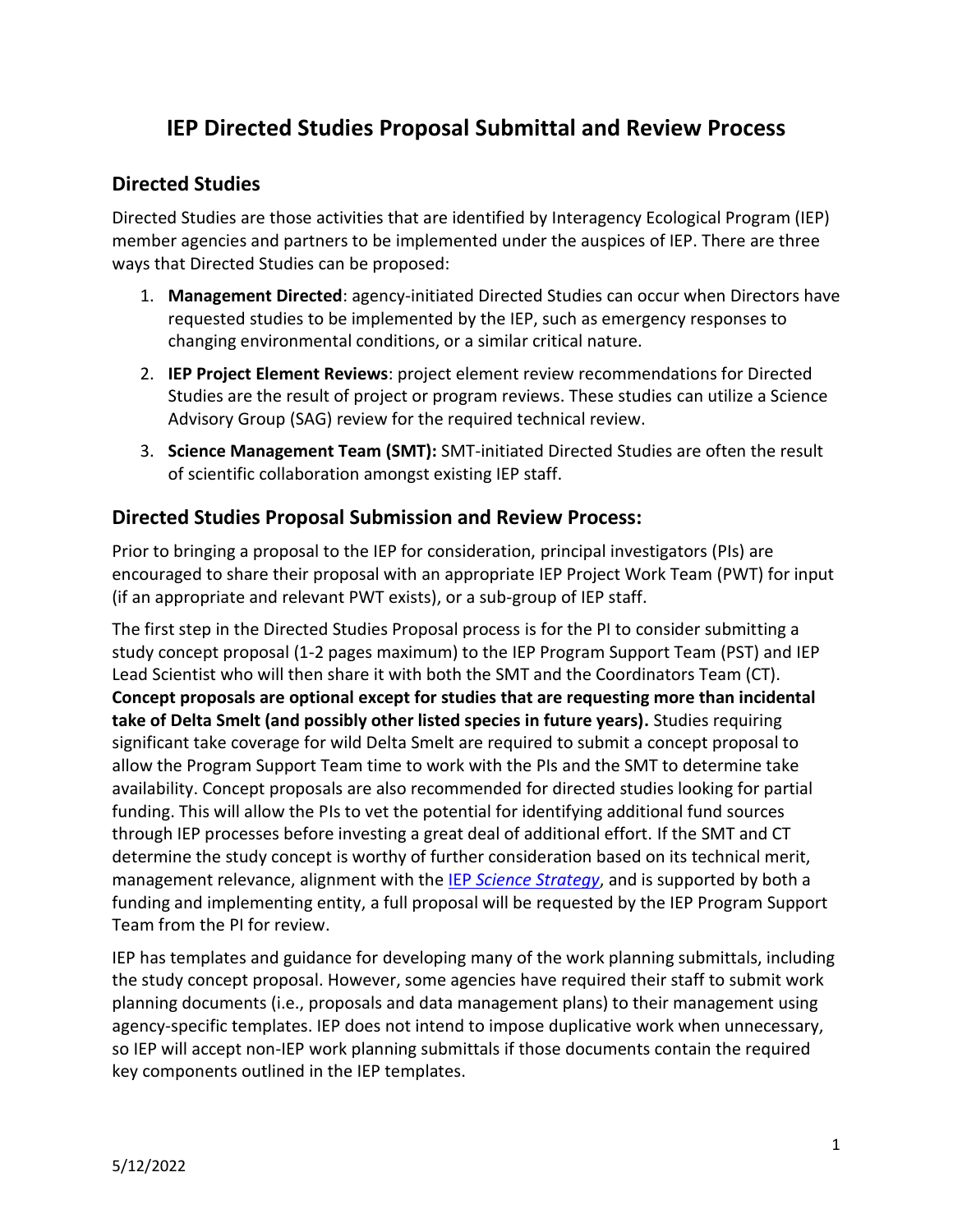# IEP Directed Studies Proposal Submittal and Review Process

## Directed Studies

Directed Studies are those activities that are identified by Interagency Ecological Program (IEP) member agencies and partners to be implemented under the auspices of IEP. There are three ways that Directed Studies can be proposed:

1. **Management Directed**: agency-initiated Directed Studies can occur when Directors have requested studies to be implemented by the IEP, such as emergency responses to changing environmental conditions, or a similar critical nature.
2. **IEP Project Element Reviews**: project element review recommendations for Directed Studies are the result of project or program reviews. These studies can utilize a Science Advisory Group (SAG) review for the required technical review.
3. **Science Management Team (SMT):** SMT-initiated Directed Studies are often the result of scientific collaboration amongst existing IEP staff.

## Directed Studies Proposal Submission and Review Process:

Prior to bringing a proposal to the IEP for consideration, principal investigators (PIs) are encouraged to share their proposal with an appropriate IEP Project Work Team (PWT) for input (if an appropriate and relevant PWT exists), or a sub-group of IEP staff.

The first step in the Directed Studies Proposal process is for the PI to consider submitting a study concept proposal (1-2 pages maximum) to the IEP Program Support Team (PST) and IEP Lead Scientist who will then share it with both the SMT and the Coordinators Team (CT). **Concept proposals are optional except for studies that are requesting more than incidental take of Delta Smelt (and possibly other listed species in future years).** Studies requiring significant take coverage for wild Delta Smelt are required to submit a concept proposal to allow the Program Support Team time to work with the PIs and the SMT to determine take availability. Concept proposals are also recommended for directed studies looking for partial funding. This will allow the PIs to vet the potential for identifying additional fund sources through IEP processes before investing a great deal of additional effort. If the SMT and CT determine the study concept is worthy of further consideration based on its technical merit, management relevance, alignment with the IEP *Science Strategy*, and is supported by both a funding and implementing entity, a full proposal will be requested by the IEP Program Support Team from the PI for review.

IEP has templates and guidance for developing many of the work planning submittals, including the study concept proposal. However, some agencies have required their staff to submit work planning documents (i.e., proposals and data management plans) to their management using agency-specific templates. IEP does not intend to impose duplicative work when unnecessary, so IEP will accept non-IEP work planning submittals if those documents contain the required key components outlined in the IEP templates.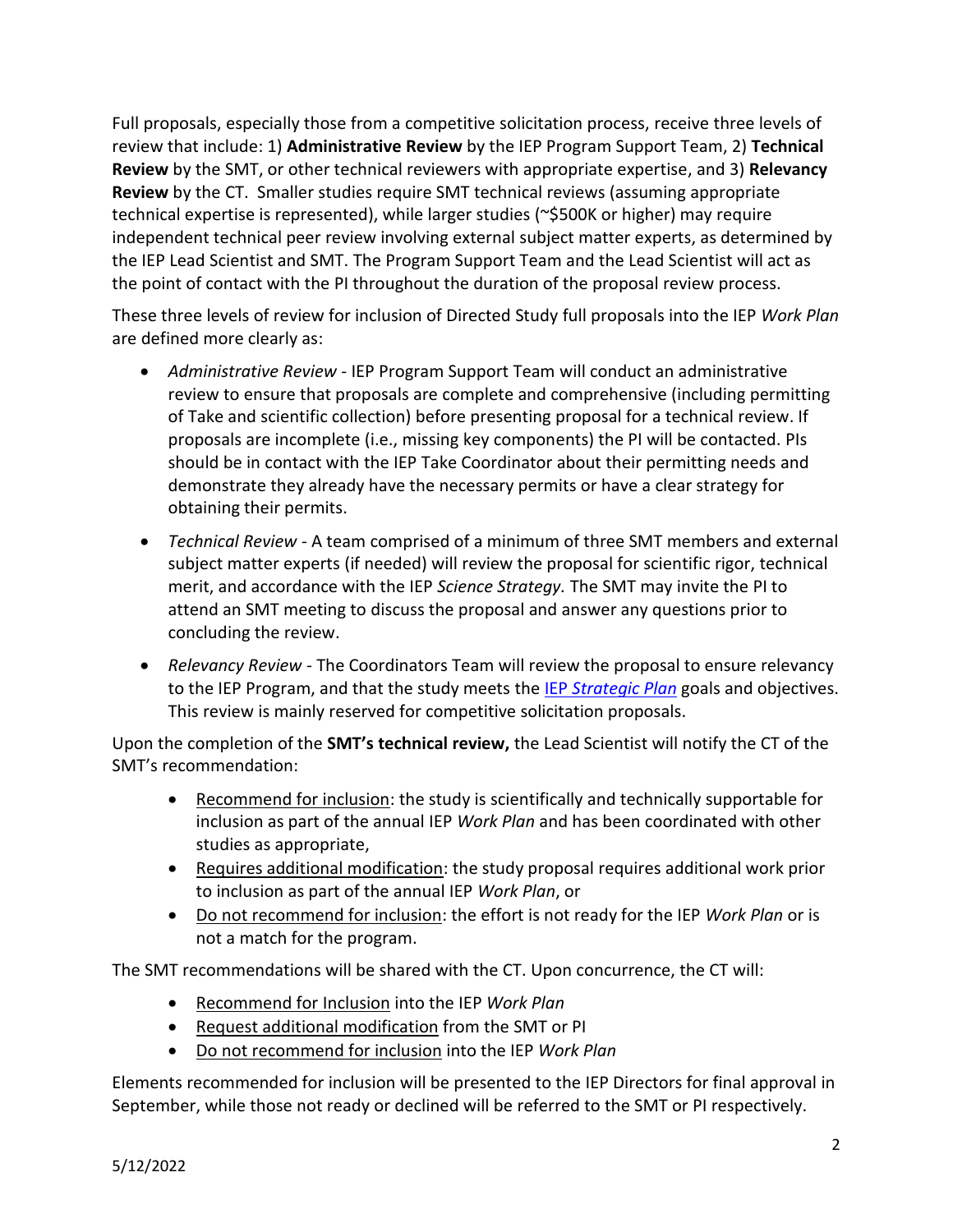Full proposals, especially those from a competitive solicitation process, receive three levels of review that include: 1) **Administrative Review** by the IEP Program Support Team, 2) **Technical Review** by the SMT, or other technical reviewers with appropriate expertise, and 3) **Relevancy Review** by the CT. Smaller studies require SMT technical reviews (assuming appropriate technical expertise is represented), while larger studies (~$500K or higher) may require independent technical peer review involving external subject matter experts, as determined by the IEP Lead Scientist and SMT. The Program Support Team and the Lead Scientist will act as the point of contact with the PI throughout the duration of the proposal review process.

These three levels of review for inclusion of Directed Study full proposals into the IEP *Work Plan* are defined more clearly as:

- *Administrative Review* - IEP Program Support Team will conduct an administrative review to ensure that proposals are complete and comprehensive (including permitting of Take and scientific collection) before presenting proposal for a technical review. If proposals are incomplete (i.e., missing key components) the PI will be contacted. PIs should be in contact with the IEP Take Coordinator about their permitting needs and demonstrate they already have the necessary permits or have a clear strategy for obtaining their permits.
- *Technical Review* - A team comprised of a minimum of three SMT members and external subject matter experts (if needed) will review the proposal for scientific rigor, technical merit, and accordance with the IEP *Science Strategy.* The SMT may invite the PI to attend an SMT meeting to discuss the proposal and answer any questions prior to concluding the review.
- *Relevancy Review* - The Coordinators Team will review the proposal to ensure relevancy to the IEP Program, and that the study meets the IEP *Strategic Plan* goals and objectives. This review is mainly reserved for competitive solicitation proposals.

Upon the completion of the **SMT's technical review,** the Lead Scientist will notify the CT of the SMT's recommendation:

- Recommend for inclusion: the study is scientifically and technically supportable for inclusion as part of the annual IEP *Work Plan* and has been coordinated with other studies as appropriate,
- Requires additional modification: the study proposal requires additional work prior to inclusion as part of the annual IEP *Work Plan*, or
- Do not recommend for inclusion: the effort is not ready for the IEP *Work Plan* or is not a match for the program.

The SMT recommendations will be shared with the CT. Upon concurrence, the CT will:

- Recommend for Inclusion into the IEP *Work Plan*
- Request additional modification from the SMT or PI
- Do not recommend for inclusion into the IEP *Work Plan*

Elements recommended for inclusion will be presented to the IEP Directors for final approval in September, while those not ready or declined will be referred to the SMT or PI respectively.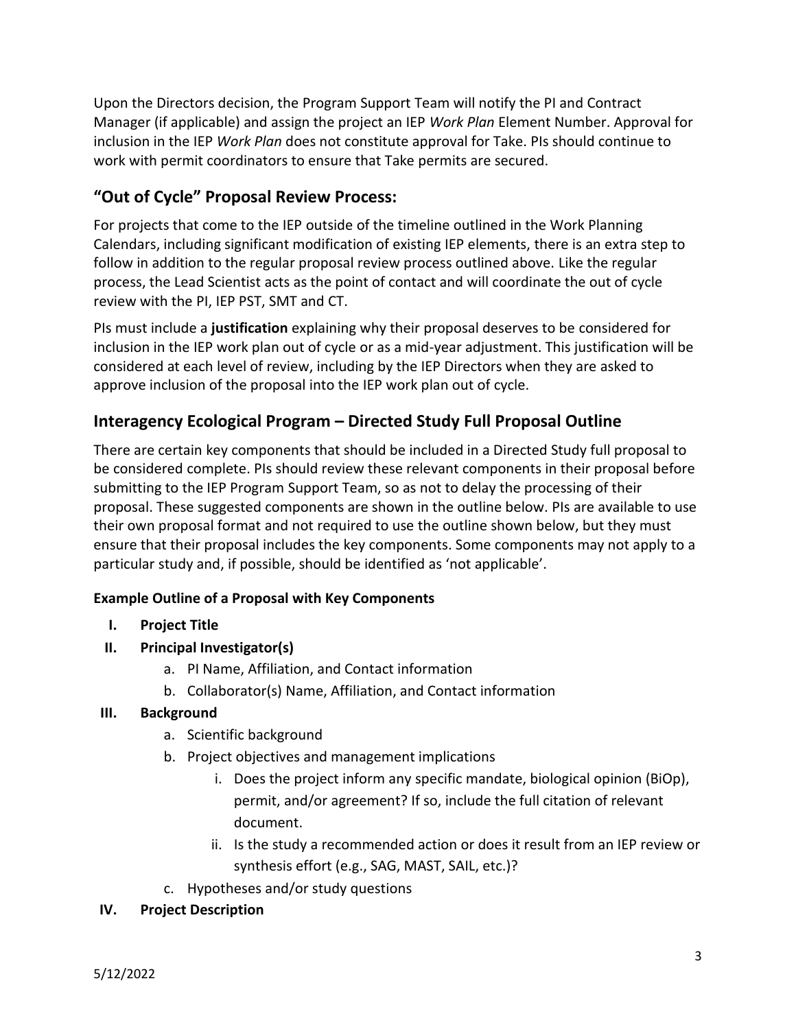Upon the Directors decision, the Program Support Team will notify the PI and Contract Manager (if applicable) and assign the project an IEP *Work Plan* Element Number. Approval for inclusion in the IEP *Work Plan* does not constitute approval for Take. PIs should continue to work with permit coordinators to ensure that Take permits are secured.

## "Out of Cycle" Proposal Review Process:

For projects that come to the IEP outside of the timeline outlined in the Work Planning Calendars, including significant modification of existing IEP elements, there is an extra step to follow in addition to the regular proposal review process outlined above. Like the regular process, the Lead Scientist acts as the point of contact and will coordinate the out of cycle review with the PI, IEP PST, SMT and CT.

PIs must include a **justification** explaining why their proposal deserves to be considered for inclusion in the IEP work plan out of cycle or as a mid-year adjustment. This justification will be considered at each level of review, including by the IEP Directors when they are asked to approve inclusion of the proposal into the IEP work plan out of cycle.

## Interagency Ecological Program – Directed Study Full Proposal Outline

There are certain key components that should be included in a Directed Study full proposal to be considered complete. PIs should review these relevant components in their proposal before submitting to the IEP Program Support Team, so as not to delay the processing of their proposal. These suggested components are shown in the outline below. PIs are available to use their own proposal format and not required to use the outline shown below, but they must ensure that their proposal includes the key components. Some components may not apply to a particular study and, if possible, should be identified as 'not applicable'.

#### Example Outline of a Proposal with Key Components

- I. **Project Title**
- II. **Principal Investigator(s)**
    - a. PI Name, Affiliation, and Contact information
    - b. Collaborator(s) Name, Affiliation, and Contact information
- III. **Background**
    - a. Scientific background
    - b. Project objectives and management implications
        - i. Does the project inform any specific mandate, biological opinion (BiOp), permit, and/or agreement? If so, include the full citation of relevant document.
        - ii. Is the study a recommended action or does it result from an IEP review or synthesis effort (e.g., SAG, MAST, SAIL, etc.)?
    - c. Hypotheses and/or study questions
- IV. **Project Description**

5/12/2022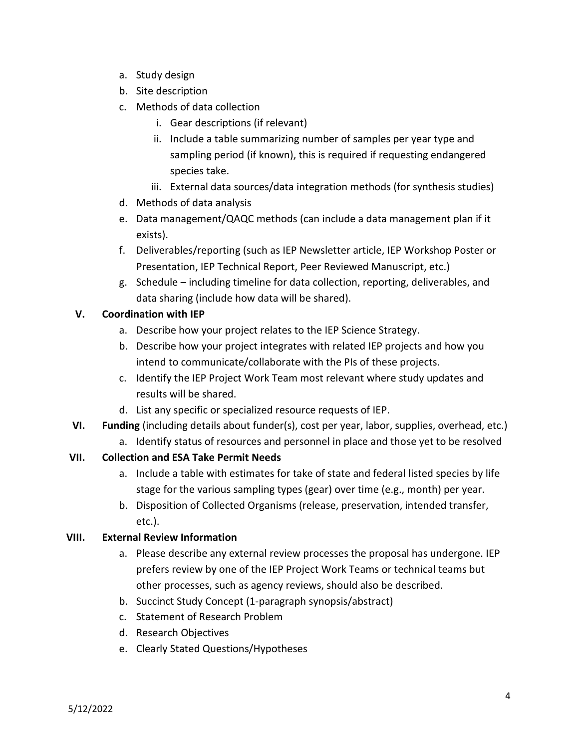a. Study design
b. Site description
c. Methods of data collection
    i. Gear descriptions (if relevant)
    ii. Include a table summarizing number of samples per year type and sampling period (if known), this is required if requesting endangered species take.
    iii. External data sources/data integration methods (for synthesis studies)
d. Methods of data analysis
e. Data management/QAQC methods (can include a data management plan if it exists).
f. Deliverables/reporting (such as IEP Newsletter article, IEP Workshop Poster or Presentation, IEP Technical Report, Peer Reviewed Manuscript, etc.)
g. Schedule – including timeline for data collection, reporting, deliverables, and data sharing (include how data will be shared).

**V. Coordination with IEP**

a. Describe how your project relates to the IEP Science Strategy.
b. Describe how your project integrates with related IEP projects and how you intend to communicate/collaborate with the PIs of these projects.
c. Identify the IEP Project Work Team most relevant where study updates and results will be shared.
d. List any specific or specialized resource requests of IEP.

**VI. Funding** (including details about funder(s), cost per year, labor, supplies, overhead, etc.)

a. Identify status of resources and personnel in place and those yet to be resolved

**VII. Collection and ESA Take Permit Needs**

a. Include a table with estimates for take of state and federal listed species by life stage for the various sampling types (gear) over time (e.g., month) per year.
b. Disposition of Collected Organisms (release, preservation, intended transfer, etc.).

**VIII. External Review Information**

a. Please describe any external review processes the proposal has undergone. IEP prefers review by one of the IEP Project Work Teams or technical teams but other processes, such as agency reviews, should also be described.
b. Succinct Study Concept (1-paragraph synopsis/abstract)
c. Statement of Research Problem
d. Research Objectives
e. Clearly Stated Questions/Hypotheses

5/12/2022